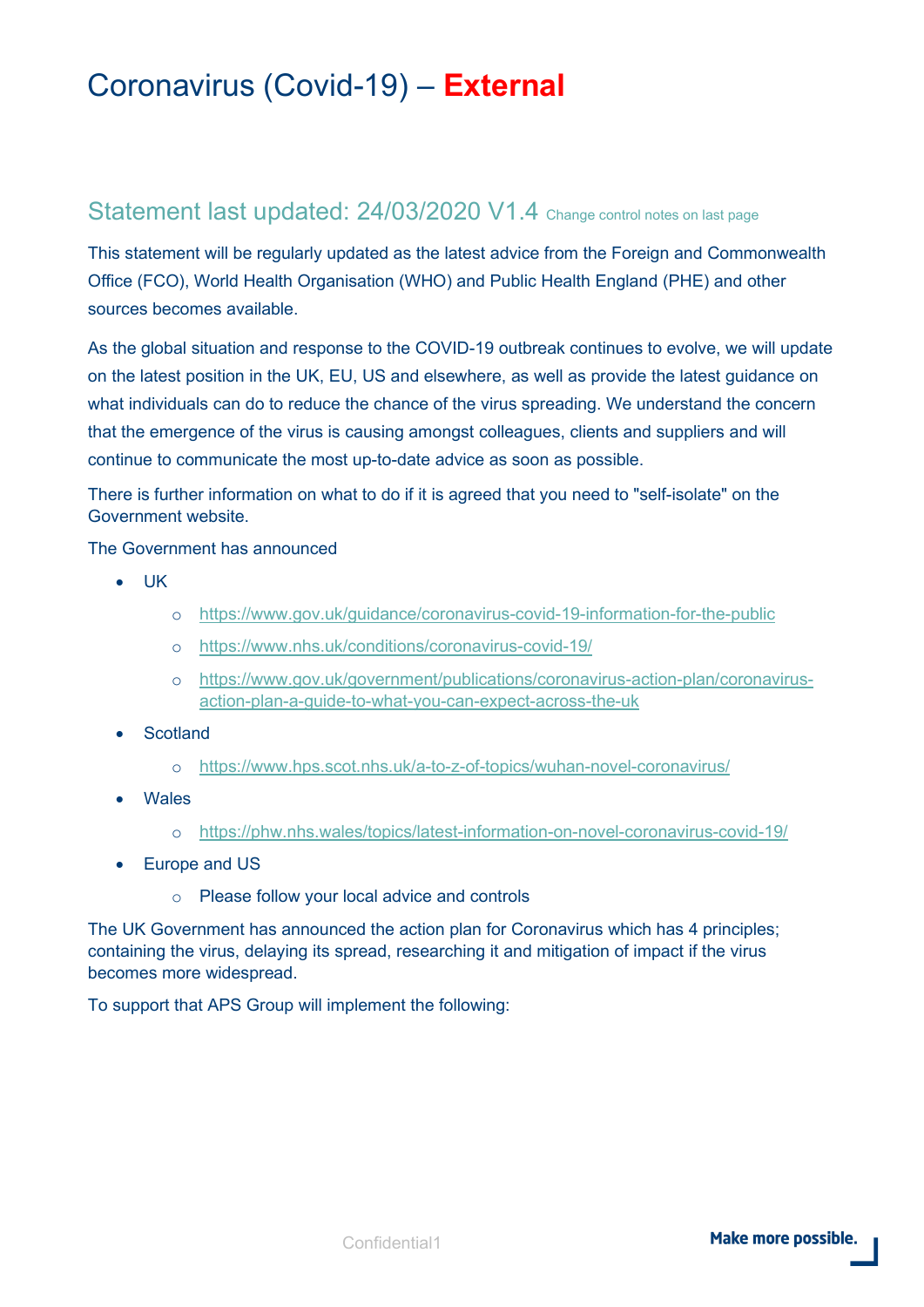# Coronavirus (Covid-19) – **External**

## Statement last updated: 24/03/2020 V1.4 Change control notes on last page

This statement will be regularly updated as the latest advice from the Foreign and Commonwealth Office (FCO), World Health Organisation (WHO) and Public Health England (PHE) and other sources becomes available.

As the global situation and response to the COVID-19 outbreak continues to evolve, we will update on the latest position in the UK, EU, US and elsewhere, as well as provide the latest guidance on what individuals can do to reduce the chance of the virus spreading. We understand the concern that the emergence of the virus is causing amongst colleagues, clients and suppliers and will continue to communicate the most up-to-date advice as soon as possible.

There is further information on what to do if it is agreed that you need to "self-isolate" on the Government website.

The Government has announced

- UK
  - https://www.gov.uk/guidance/coronavirus-covid-19-information-for-the-public
  - https://www.nhs.uk/conditions/coronavirus-covid-19/
  - https://www.gov.uk/government/publications/coronavirus-action-plan/coronavirus-action-plan-a-guide-to-what-you-can-expect-across-the-uk
- Scotland
  - https://www.hps.scot.nhs.uk/a-to-z-of-topics/wuhan-novel-coronavirus/
- Wales
  - https://phw.nhs.wales/topics/latest-information-on-novel-coronavirus-covid-19/
- Europe and US
  - Please follow your local advice and controls

The UK Government has announced the action plan for Coronavirus which has 4 principles; containing the virus, delaying its spread, researching it and mitigation of impact if the virus becomes more widespread.

To support that APS Group will implement the following: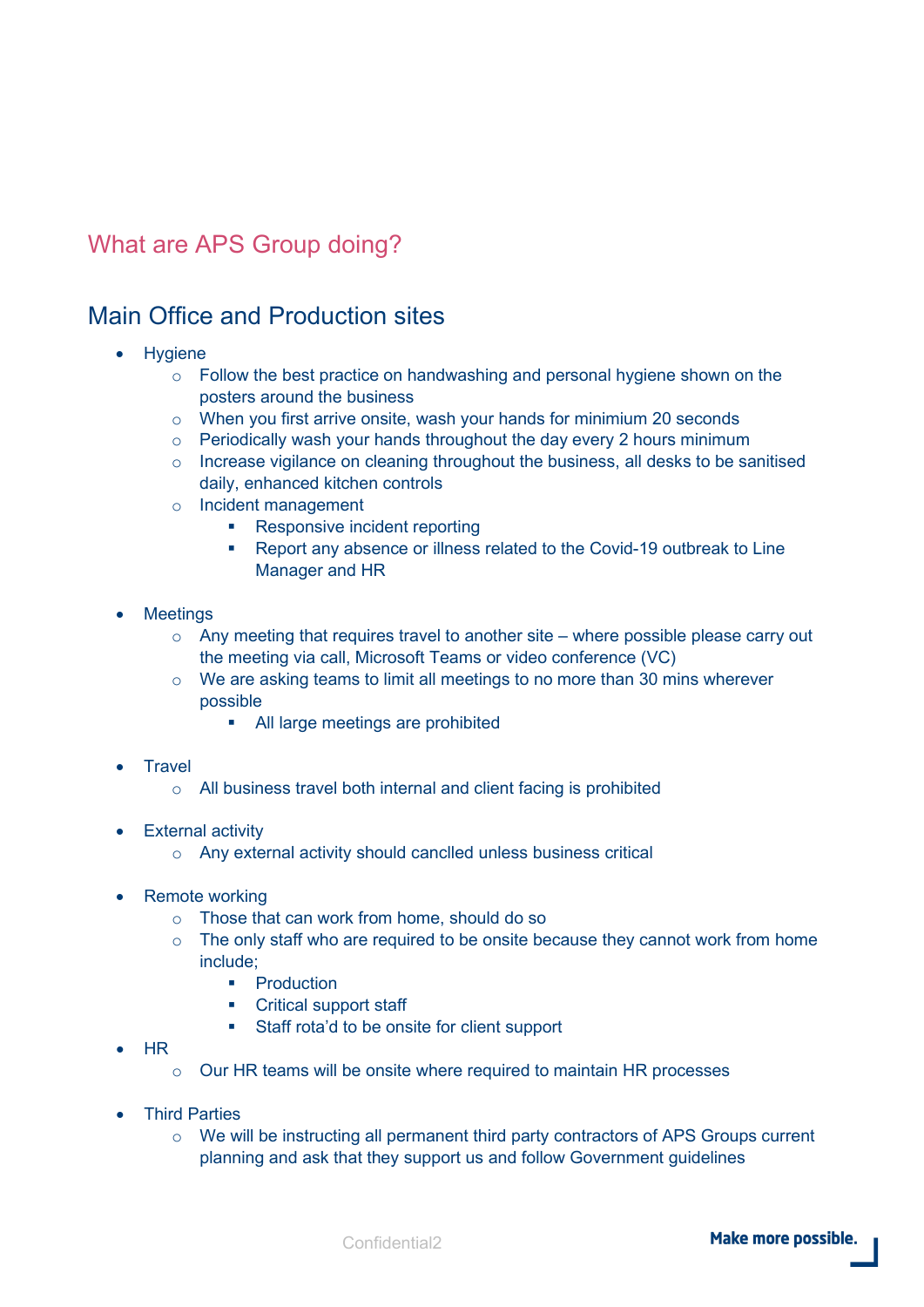# What are APS Group doing?

## Main Office and Production sites

- Hygiene
  - Follow the best practice on handwashing and personal hygiene shown on the posters around the business
  - When you first arrive onsite, wash your hands for minimium 20 seconds
  - Periodically wash your hands throughout the day every 2 hours minimum
  - Increase vigilance on cleaning throughout the business, all desks to be sanitised daily, enhanced kitchen controls
  - Incident management
    - Responsive incident reporting
    - Report any absence or illness related to the Covid-19 outbreak to Line Manager and HR

- Meetings
  - Any meeting that requires travel to another site – where possible please carry out the meeting via call, Microsoft Teams or video conference (VC)
  - We are asking teams to limit all meetings to no more than 30 mins wherever possible
    - All large meetings are prohibited

- Travel
  - All business travel both internal and client facing is prohibited

- External activity
  - Any external activity should canclled unless business critical

- Remote working
  - Those that can work from home, should do so
  - The only staff who are required to be onsite because they cannot work from home include;
    - Production
    - Critical support staff
    - Staff rota'd to be onsite for client support
- HR
  - Our HR teams will be onsite where required to maintain HR processes

- Third Parties
  - We will be instructing all permanent third party contractors of APS Groups current planning and ask that they support us and follow Government guidelines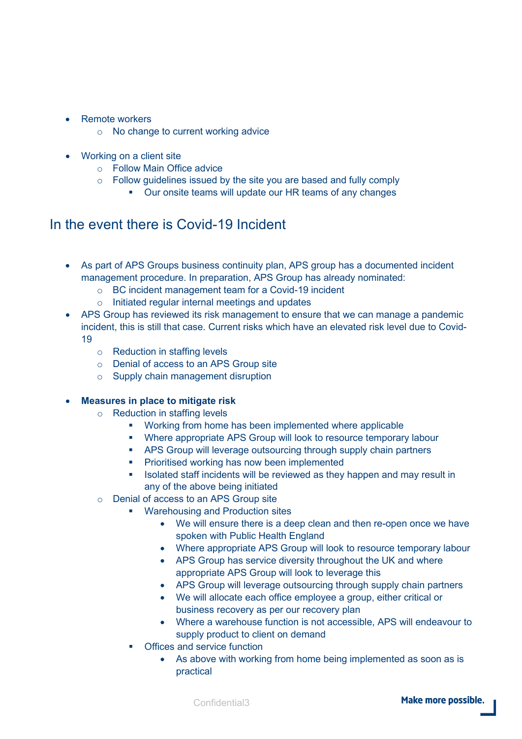- Remote workers
  - No change to current working advice

- Working on a client site
  - Follow Main Office advice
  - Follow guidelines issued by the site you are based and fully comply
    - Our onsite teams will update our HR teams of any changes

## In the event there is Covid-19 Incident

- As part of APS Groups business continuity plan, APS group has a documented incident management procedure. In preparation, APS Group has already nominated:
  - BC incident management team for a Covid-19 incident
  - Initiated regular internal meetings and updates
- APS Group has reviewed its risk management to ensure that we can manage a pandemic incident, this is still that case. Current risks which have an elevated risk level due to Covid-19
  - Reduction in staffing levels
  - Denial of access to an APS Group site
  - Supply chain management disruption

- **Measures in place to mitigate risk**
  - Reduction in staffing levels
    - Working from home has been implemented where applicable
    - Where appropriate APS Group will look to resource temporary labour
    - APS Group will leverage outsourcing through supply chain partners
    - Prioritised working has now been implemented
    - Isolated staff incidents will be reviewed as they happen and may result in any of the above being initiated
  - Denial of access to an APS Group site
    - Warehousing and Production sites
      - We will ensure there is a deep clean and then re-open once we have spoken with Public Health England
      - Where appropriate APS Group will look to resource temporary labour
      - APS Group has service diversity throughout the UK and where appropriate APS Group will look to leverage this
      - APS Group will leverage outsourcing through supply chain partners
      - We will allocate each office employee a group, either critical or business recovery as per our recovery plan
      - Where a warehouse function is not accessible, APS will endeavour to supply product to client on demand
    - Offices and service function
      - As above with working from home being implemented as soon as is practical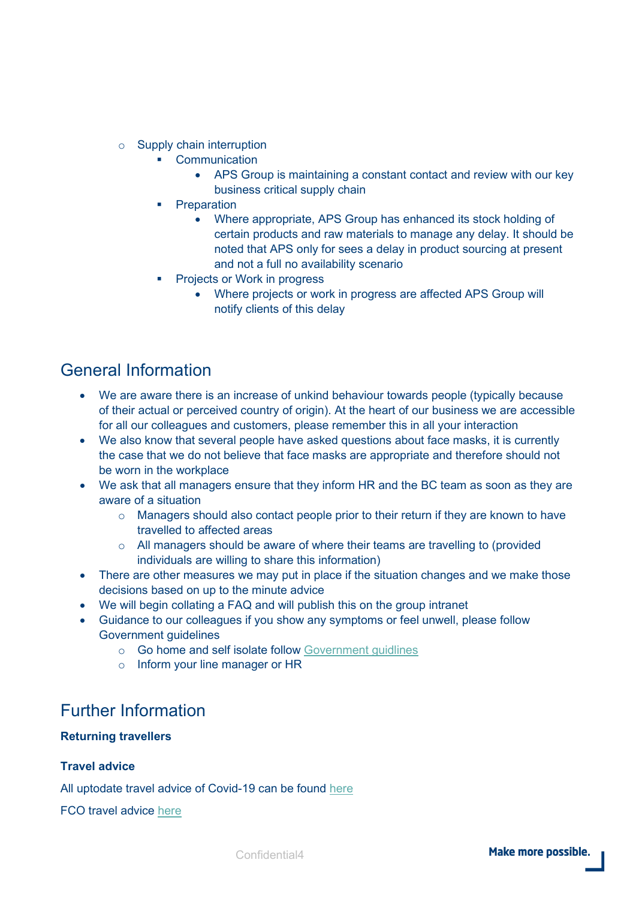- Supply chain interruption
    - Communication
        - APS Group is maintaining a constant contact and review with our key business critical supply chain
    - Preparation
        - Where appropriate, APS Group has enhanced its stock holding of certain products and raw materials to manage any delay. It should be noted that APS only for sees a delay in product sourcing at present and not a full no availability scenario
    - Projects or Work in progress
        - Where projects or work in progress are affected APS Group will notify clients of this delay

## General Information

- We are aware there is an increase of unkind behaviour towards people (typically because of their actual or perceived country of origin). At the heart of our business we are accessible for all our colleagues and customers, please remember this in all your interaction
- We also know that several people have asked questions about face masks, it is currently the case that we do not believe that face masks are appropriate and therefore should not be worn in the workplace
- We ask that all managers ensure that they inform HR and the BC team as soon as they are aware of a situation
    - Managers should also contact people prior to their return if they are known to have travelled to affected areas
    - All managers should be aware of where their teams are travelling to (provided individuals are willing to share this information)
- There are other measures we may put in place if the situation changes and we make those decisions based on up to the minute advice
- We will begin collating a FAQ and will publish this on the group intranet
- Guidance to our colleagues if you show any symptoms or feel unwell, please follow Government guidelines
    - Go home and self isolate follow Government guidlines
    - Inform your line manager or HR

## Further Information

**Returning travellers**

**Travel advice**

All uptodate travel advice of Covid-19 can be found here

FCO travel advice here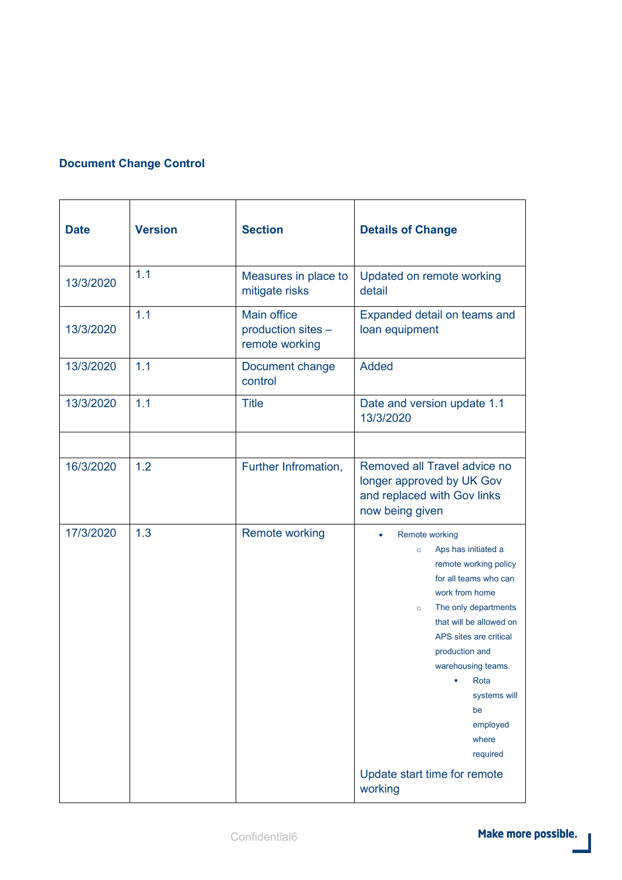**Document Change Control**

| Date | Version | Section | Details of Change |
|---|---|---|---|
| 13/3/2020 | 1.1 | Measures in place to mitigate risks | Updated on remote working detail |
| 13/3/2020 | 1.1 | Main office production sites – remote working | Expanded detail on teams and loan equipment |
| 13/3/2020 | 1.1 | Document change control | Added |
| 13/3/2020 | 1.1 | Title | Date and version update 1.1 13/3/2020 |
| | | | |
| 16/3/2020 | 1.2 | Further Infromation, | Removed all Travel advice no longer approved by UK Gov and replaced with Gov links now being given |
| 17/3/2020 | 1.3 | Remote working | • Remote working<br>○ Aps has initiated a remote working policy for all teams who can work from home<br>○ The only departments that will be allowed on APS sites are critical production and warehousing teams.<br>▪ Rota systems will be employed where required<br>Update start time for remote working |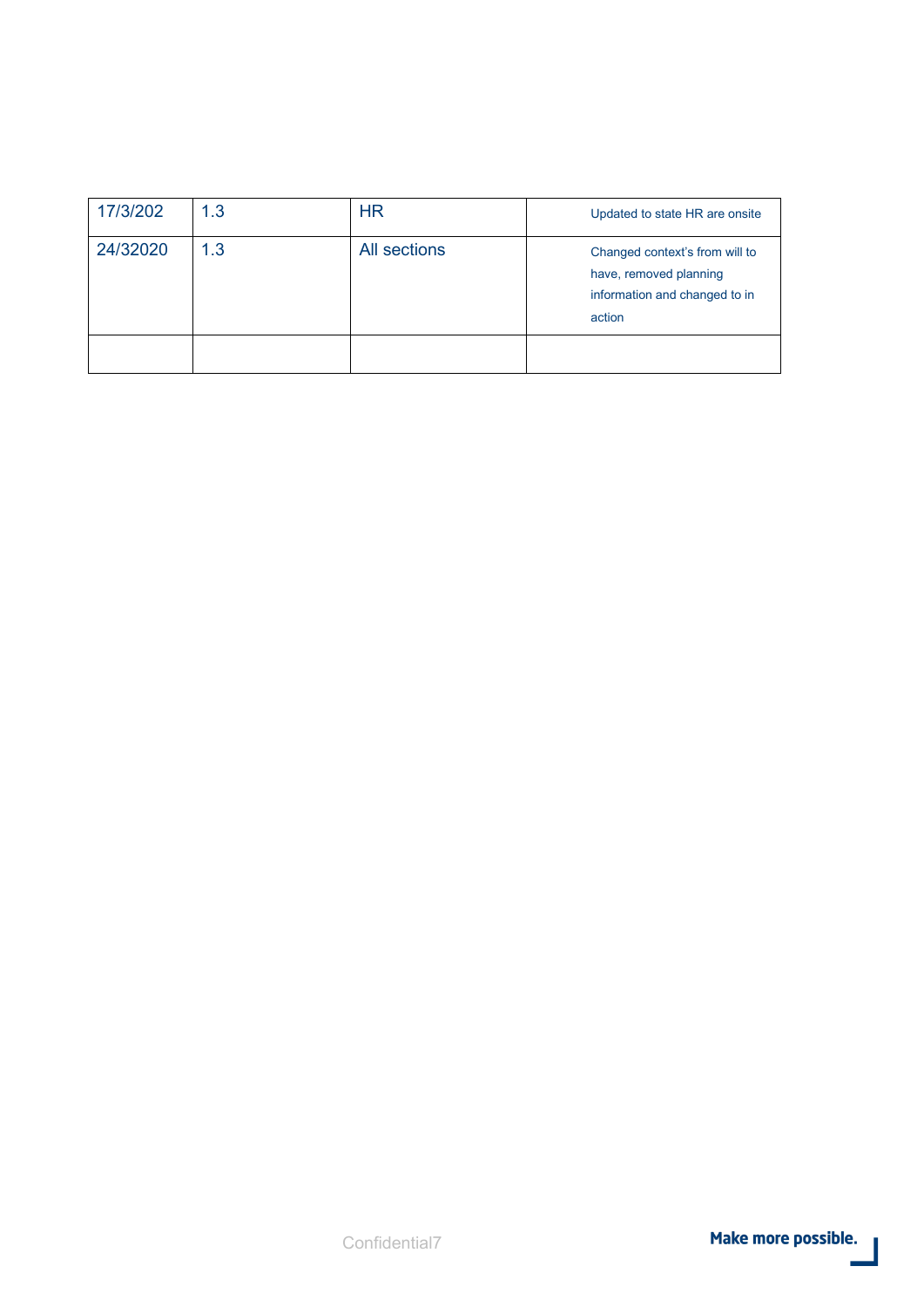| | | | |
|---|---|---|---|
| 17/3/202 | 1.3 | HR | Updated to state HR are onsite |
| 24/32020 | 1.3 | All sections | Changed context's from will to have, removed planning information and changed to in action |
| | | | |

Make more possible.